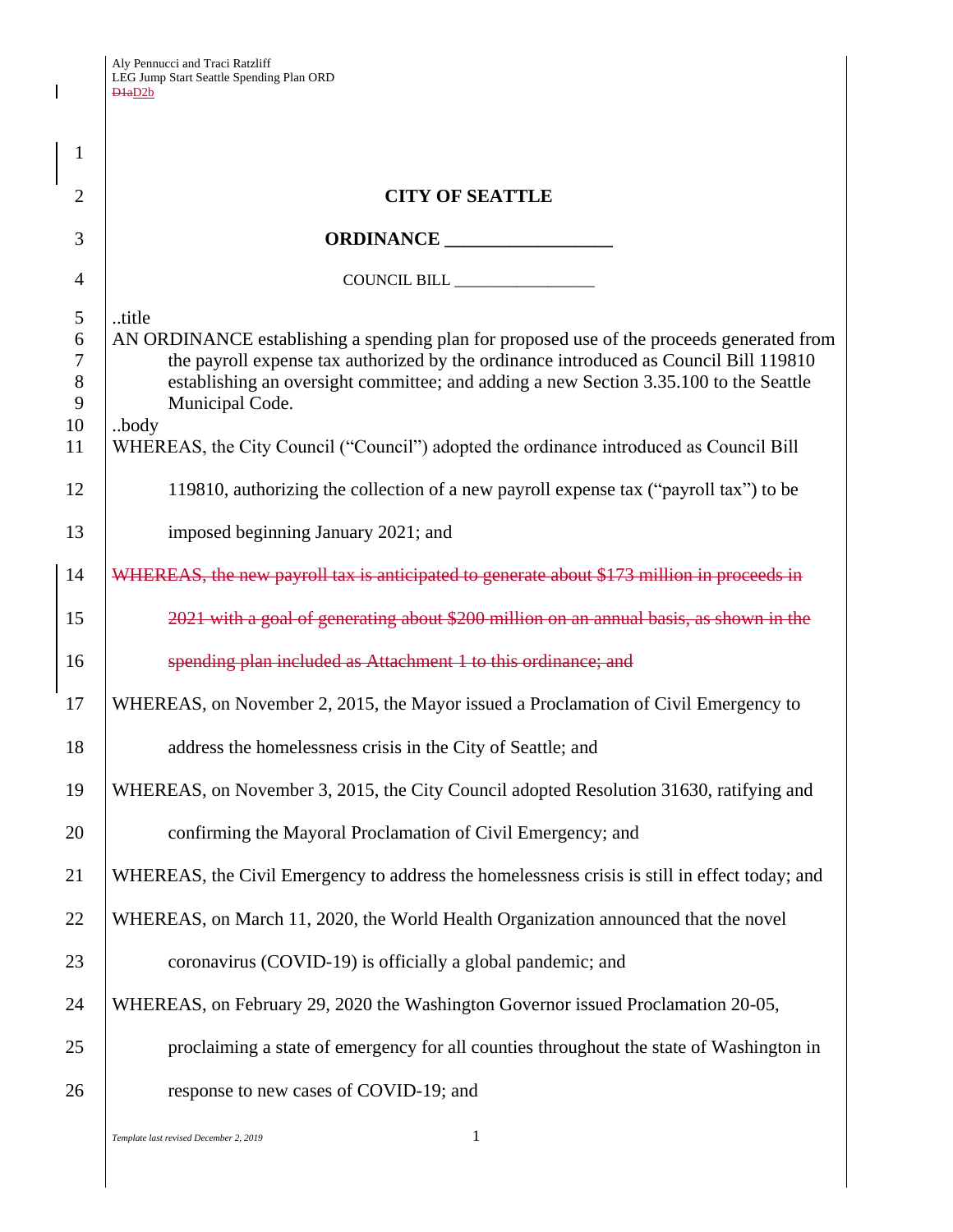# CITY OF SEATTLE

## ORDINANCE __________________

COUNCIL BILL __________________

..title

AN ORDINANCE establishing a spending plan for proposed use of the proceeds generated from the payroll expense tax authorized by the ordinance introduced as Council Bill 119810 establishing an oversight committee; and adding a new Section 3.35.100 to the Seattle Municipal Code.

..body

WHEREAS, the City Council ("Council") adopted the ordinance introduced as Council Bill 119810, authorizing the collection of a new payroll expense tax ("payroll tax") to be imposed beginning January 2021; and

~~WHEREAS, the new payroll tax is anticipated to generate about $173 million in proceeds in 2021 with a goal of generating about $200 million on an annual basis, as shown in the spending plan included as Attachment 1 to this ordinance; and~~

WHEREAS, on November 2, 2015, the Mayor issued a Proclamation of Civil Emergency to address the homelessness crisis in the City of Seattle; and

WHEREAS, on November 3, 2015, the City Council adopted Resolution 31630, ratifying and confirming the Mayoral Proclamation of Civil Emergency; and

WHEREAS, the Civil Emergency to address the homelessness crisis is still in effect today; and

WHEREAS, on March 11, 2020, the World Health Organization announced that the novel coronavirus (COVID-19) is officially a global pandemic; and

WHEREAS, on February 29, 2020 the Washington Governor issued Proclamation 20-05, proclaiming a state of emergency for all counties throughout the state of Washington in response to new cases of COVID-19; and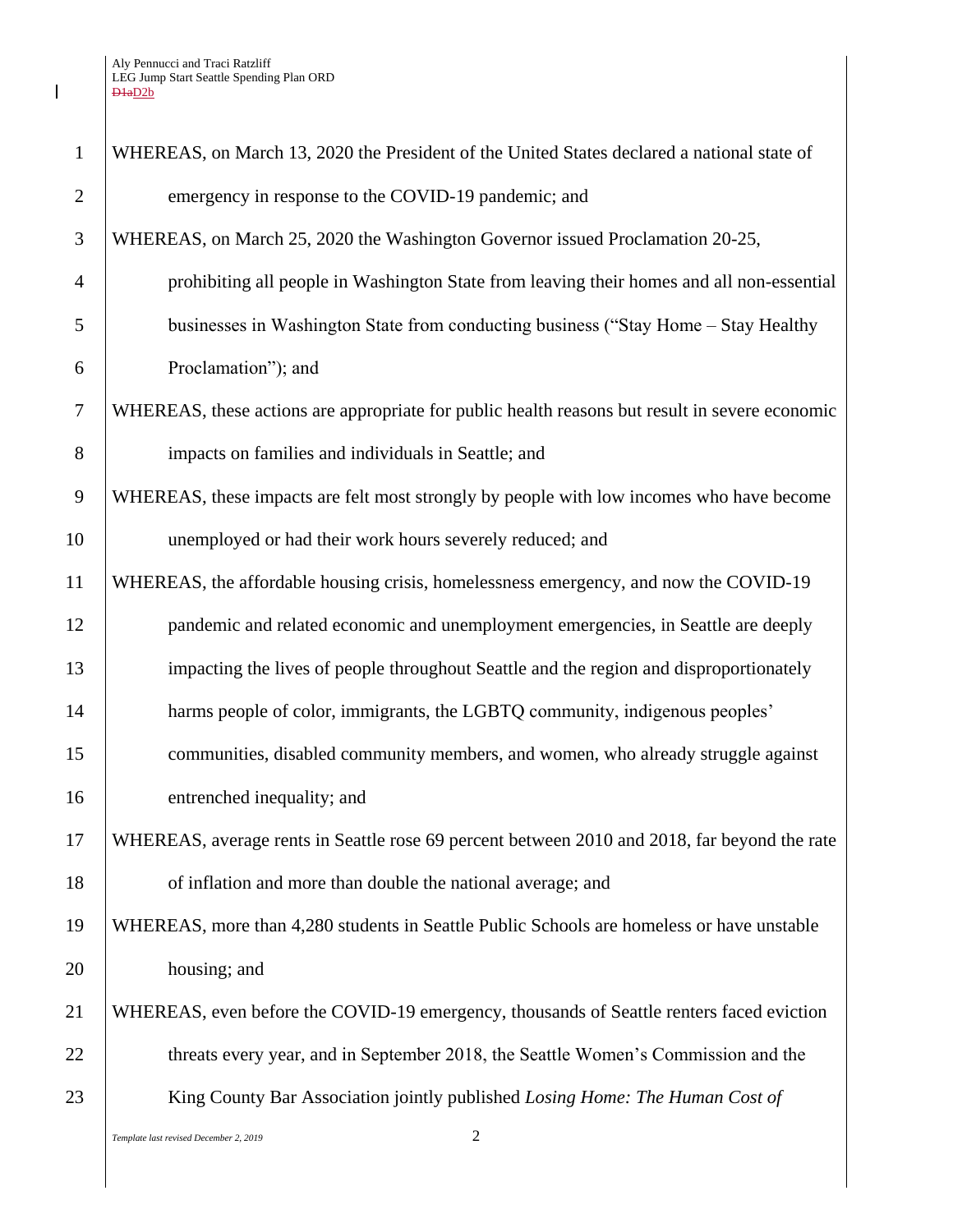WHEREAS, on March 13, 2020 the President of the United States declared a national state of emergency in response to the COVID-19 pandemic; and

WHEREAS, on March 25, 2020 the Washington Governor issued Proclamation 20-25, prohibiting all people in Washington State from leaving their homes and all non-essential businesses in Washington State from conducting business ("Stay Home – Stay Healthy Proclamation"); and

WHEREAS, these actions are appropriate for public health reasons but result in severe economic impacts on families and individuals in Seattle; and

WHEREAS, these impacts are felt most strongly by people with low incomes who have become unemployed or had their work hours severely reduced; and

WHEREAS, the affordable housing crisis, homelessness emergency, and now the COVID-19 pandemic and related economic and unemployment emergencies, in Seattle are deeply impacting the lives of people throughout Seattle and the region and disproportionately harms people of color, immigrants, the LGBTQ community, indigenous peoples' communities, disabled community members, and women, who already struggle against entrenched inequality; and

WHEREAS, average rents in Seattle rose 69 percent between 2010 and 2018, far beyond the rate of inflation and more than double the national average; and

WHEREAS, more than 4,280 students in Seattle Public Schools are homeless or have unstable housing; and

WHEREAS, even before the COVID-19 emergency, thousands of Seattle renters faced eviction threats every year, and in September 2018, the Seattle Women's Commission and the King County Bar Association jointly published *Losing Home: The Human Cost of*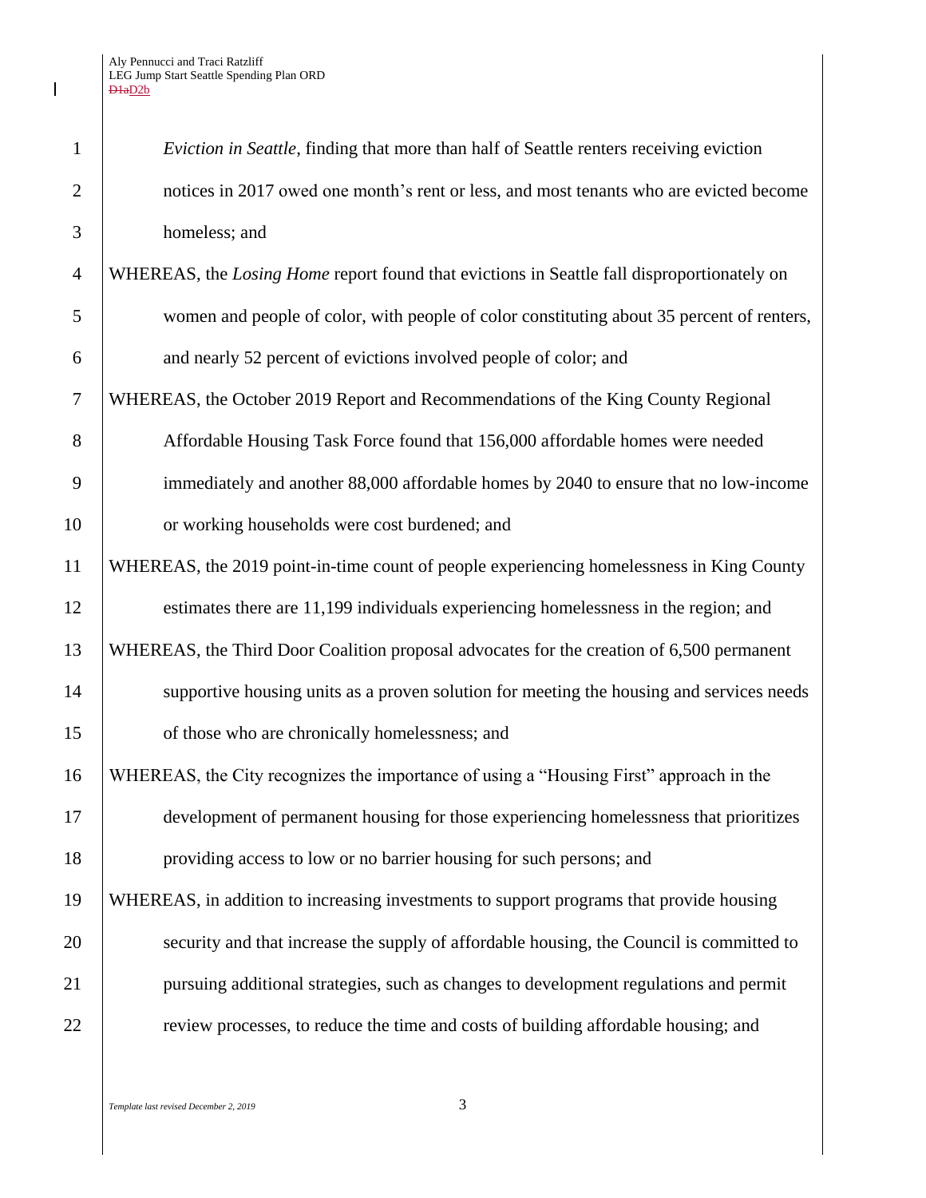*Eviction in Seattle*, finding that more than half of Seattle renters receiving eviction notices in 2017 owed one month's rent or less, and most tenants who are evicted become homeless; and

WHEREAS, the *Losing Home* report found that evictions in Seattle fall disproportionately on women and people of color, with people of color constituting about 35 percent of renters, and nearly 52 percent of evictions involved people of color; and

WHEREAS, the October 2019 Report and Recommendations of the King County Regional Affordable Housing Task Force found that 156,000 affordable homes were needed immediately and another 88,000 affordable homes by 2040 to ensure that no low-income or working households were cost burdened; and

WHEREAS, the 2019 point-in-time count of people experiencing homelessness in King County estimates there are 11,199 individuals experiencing homelessness in the region; and

WHEREAS, the Third Door Coalition proposal advocates for the creation of 6,500 permanent supportive housing units as a proven solution for meeting the housing and services needs of those who are chronically homelessness; and

WHEREAS, the City recognizes the importance of using a "Housing First" approach in the development of permanent housing for those experiencing homelessness that prioritizes providing access to low or no barrier housing for such persons; and

WHEREAS, in addition to increasing investments to support programs that provide housing security and that increase the supply of affordable housing, the Council is committed to pursuing additional strategies, such as changes to development regulations and permit review processes, to reduce the time and costs of building affordable housing; and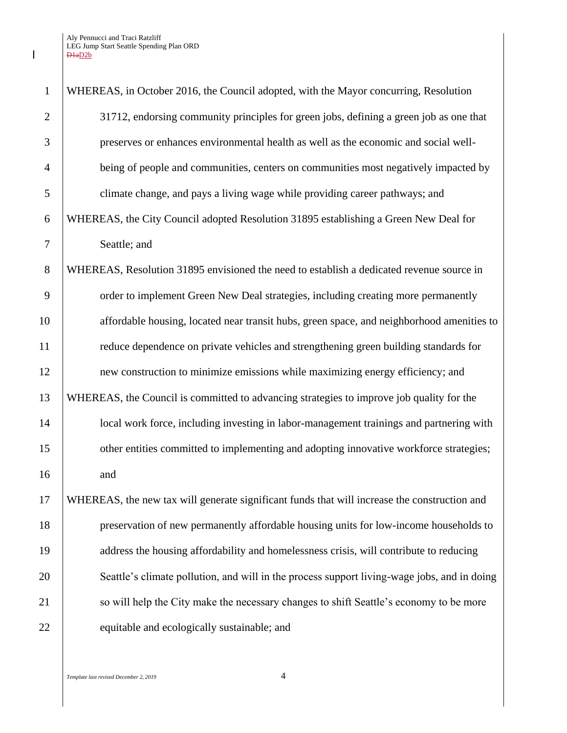WHEREAS, in October 2016, the Council adopted, with the Mayor concurring, Resolution 31712, endorsing community principles for green jobs, defining a green job as one that preserves or enhances environmental health as well as the economic and social well-being of people and communities, centers on communities most negatively impacted by climate change, and pays a living wage while providing career pathways; and

WHEREAS, the City Council adopted Resolution 31895 establishing a Green New Deal for Seattle; and

WHEREAS, Resolution 31895 envisioned the need to establish a dedicated revenue source in order to implement Green New Deal strategies, including creating more permanently affordable housing, located near transit hubs, green space, and neighborhood amenities to reduce dependence on private vehicles and strengthening green building standards for new construction to minimize emissions while maximizing energy efficiency; and

WHEREAS, the Council is committed to advancing strategies to improve job quality for the local work force, including investing in labor-management trainings and partnering with other entities committed to implementing and adopting innovative workforce strategies; and

WHEREAS, the new tax will generate significant funds that will increase the construction and preservation of new permanently affordable housing units for low-income households to address the housing affordability and homelessness crisis, will contribute to reducing Seattle's climate pollution, and will in the process support living-wage jobs, and in doing so will help the City make the necessary changes to shift Seattle's economy to be more equitable and ecologically sustainable; and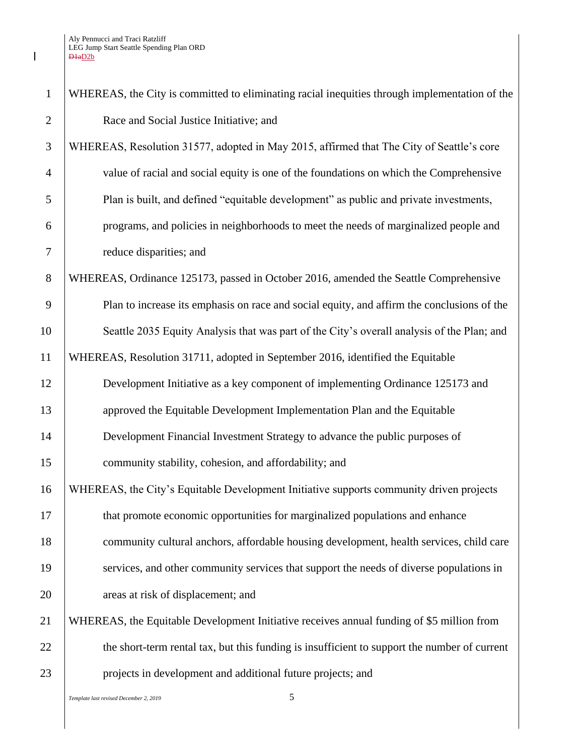WHEREAS, the City is committed to eliminating racial inequities through implementation of the Race and Social Justice Initiative; and

WHEREAS, Resolution 31577, adopted in May 2015, affirmed that The City of Seattle's core value of racial and social equity is one of the foundations on which the Comprehensive Plan is built, and defined "equitable development" as public and private investments, programs, and policies in neighborhoods to meet the needs of marginalized people and reduce disparities; and

WHEREAS, Ordinance 125173, passed in October 2016, amended the Seattle Comprehensive Plan to increase its emphasis on race and social equity, and affirm the conclusions of the Seattle 2035 Equity Analysis that was part of the City's overall analysis of the Plan; and

WHEREAS, Resolution 31711, adopted in September 2016, identified the Equitable Development Initiative as a key component of implementing Ordinance 125173 and approved the Equitable Development Implementation Plan and the Equitable Development Financial Investment Strategy to advance the public purposes of community stability, cohesion, and affordability; and

WHEREAS, the City's Equitable Development Initiative supports community driven projects that promote economic opportunities for marginalized populations and enhance community cultural anchors, affordable housing development, health services, child care services, and other community services that support the needs of diverse populations in areas at risk of displacement; and

WHEREAS, the Equitable Development Initiative receives annual funding of $5 million from the short-term rental tax, but this funding is insufficient to support the number of current projects in development and additional future projects; and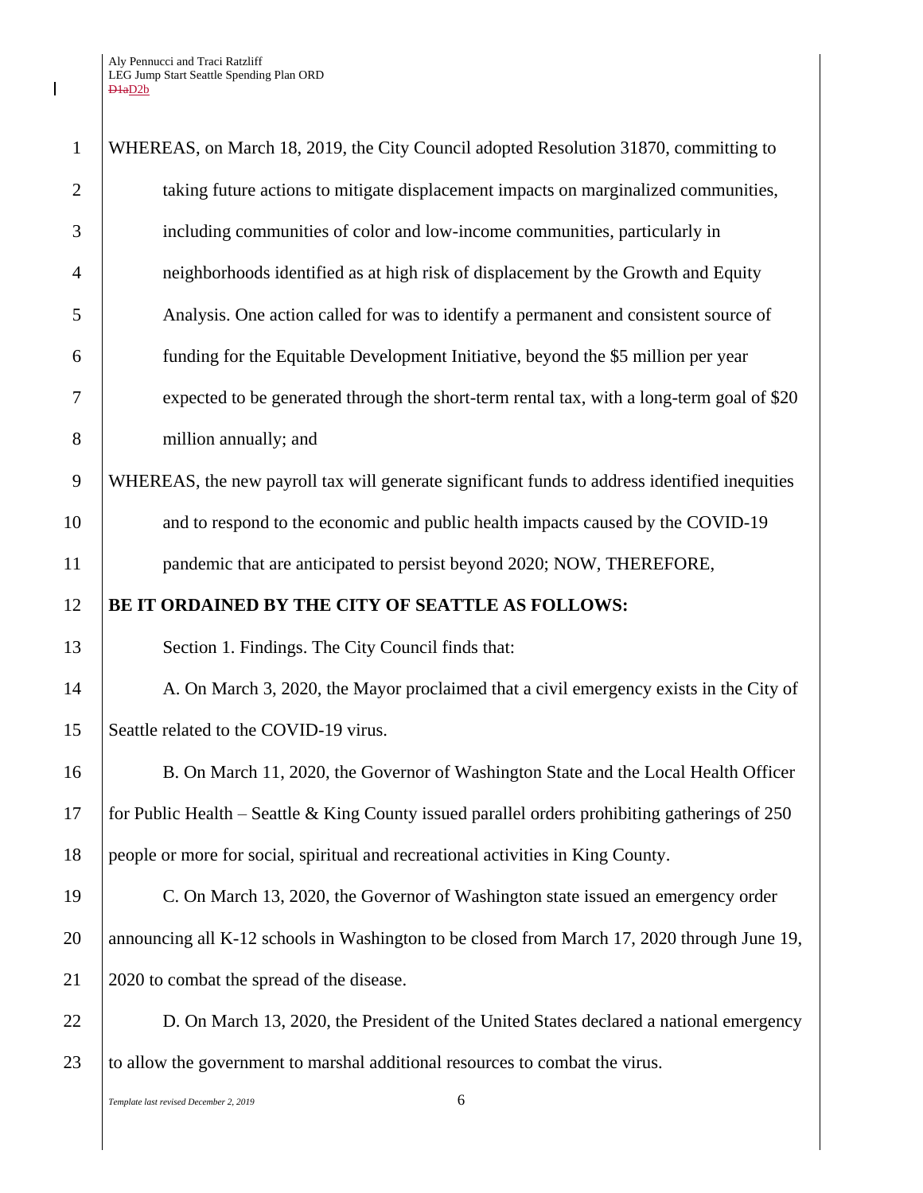WHEREAS, on March 18, 2019, the City Council adopted Resolution 31870, committing to taking future actions to mitigate displacement impacts on marginalized communities, including communities of color and low-income communities, particularly in neighborhoods identified as at high risk of displacement by the Growth and Equity Analysis. One action called for was to identify a permanent and consistent source of funding for the Equitable Development Initiative, beyond the $5 million per year expected to be generated through the short-term rental tax, with a long-term goal of $20 million annually; and

WHEREAS, the new payroll tax will generate significant funds to address identified inequities and to respond to the economic and public health impacts caused by the COVID-19 pandemic that are anticipated to persist beyond 2020; NOW, THEREFORE,

**BE IT ORDAINED BY THE CITY OF SEATTLE AS FOLLOWS:**

Section 1. Findings. The City Council finds that:

A. On March 3, 2020, the Mayor proclaimed that a civil emergency exists in the City of Seattle related to the COVID-19 virus.

B. On March 11, 2020, the Governor of Washington State and the Local Health Officer for Public Health – Seattle & King County issued parallel orders prohibiting gatherings of 250 people or more for social, spiritual and recreational activities in King County.

C. On March 13, 2020, the Governor of Washington state issued an emergency order announcing all K-12 schools in Washington to be closed from March 17, 2020 through June 19, 2020 to combat the spread of the disease.

D. On March 13, 2020, the President of the United States declared a national emergency to allow the government to marshal additional resources to combat the virus.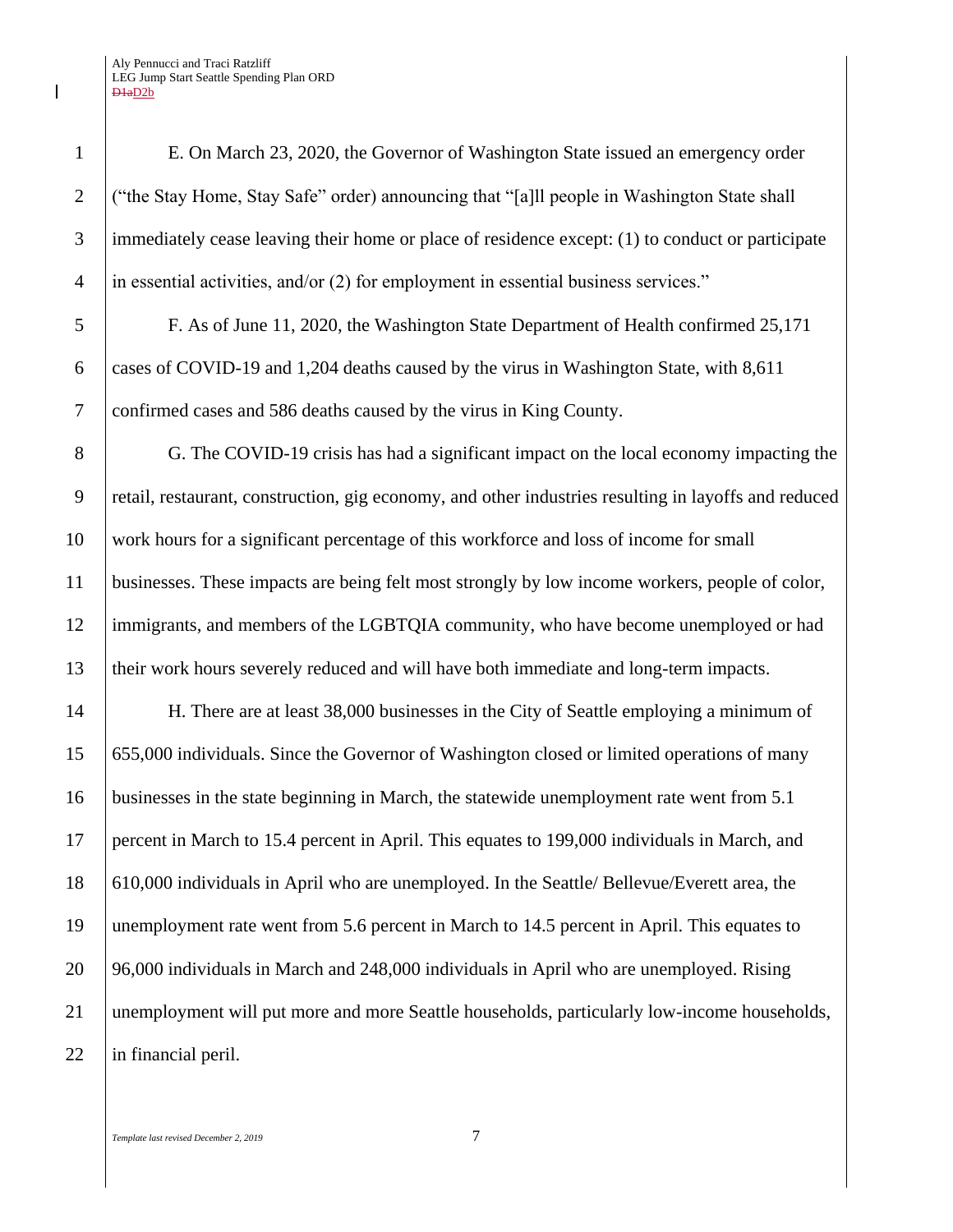E. On March 23, 2020, the Governor of Washington State issued an emergency order ("the Stay Home, Stay Safe" order) announcing that "[a]ll people in Washington State shall immediately cease leaving their home or place of residence except: (1) to conduct or participate in essential activities, and/or (2) for employment in essential business services."

F. As of June 11, 2020, the Washington State Department of Health confirmed 25,171 cases of COVID-19 and 1,204 deaths caused by the virus in Washington State, with 8,611 confirmed cases and 586 deaths caused by the virus in King County.

G. The COVID-19 crisis has had a significant impact on the local economy impacting the retail, restaurant, construction, gig economy, and other industries resulting in layoffs and reduced work hours for a significant percentage of this workforce and loss of income for small businesses. These impacts are being felt most strongly by low income workers, people of color, immigrants, and members of the LGBTQIA community, who have become unemployed or had their work hours severely reduced and will have both immediate and long-term impacts.

H. There are at least 38,000 businesses in the City of Seattle employing a minimum of 655,000 individuals. Since the Governor of Washington closed or limited operations of many businesses in the state beginning in March, the statewide unemployment rate went from 5.1 percent in March to 15.4 percent in April. This equates to 199,000 individuals in March, and 610,000 individuals in April who are unemployed. In the Seattle/ Bellevue/Everett area, the unemployment rate went from 5.6 percent in March to 14.5 percent in April. This equates to 96,000 individuals in March and 248,000 individuals in April who are unemployed. Rising unemployment will put more and more Seattle households, particularly low-income households, in financial peril.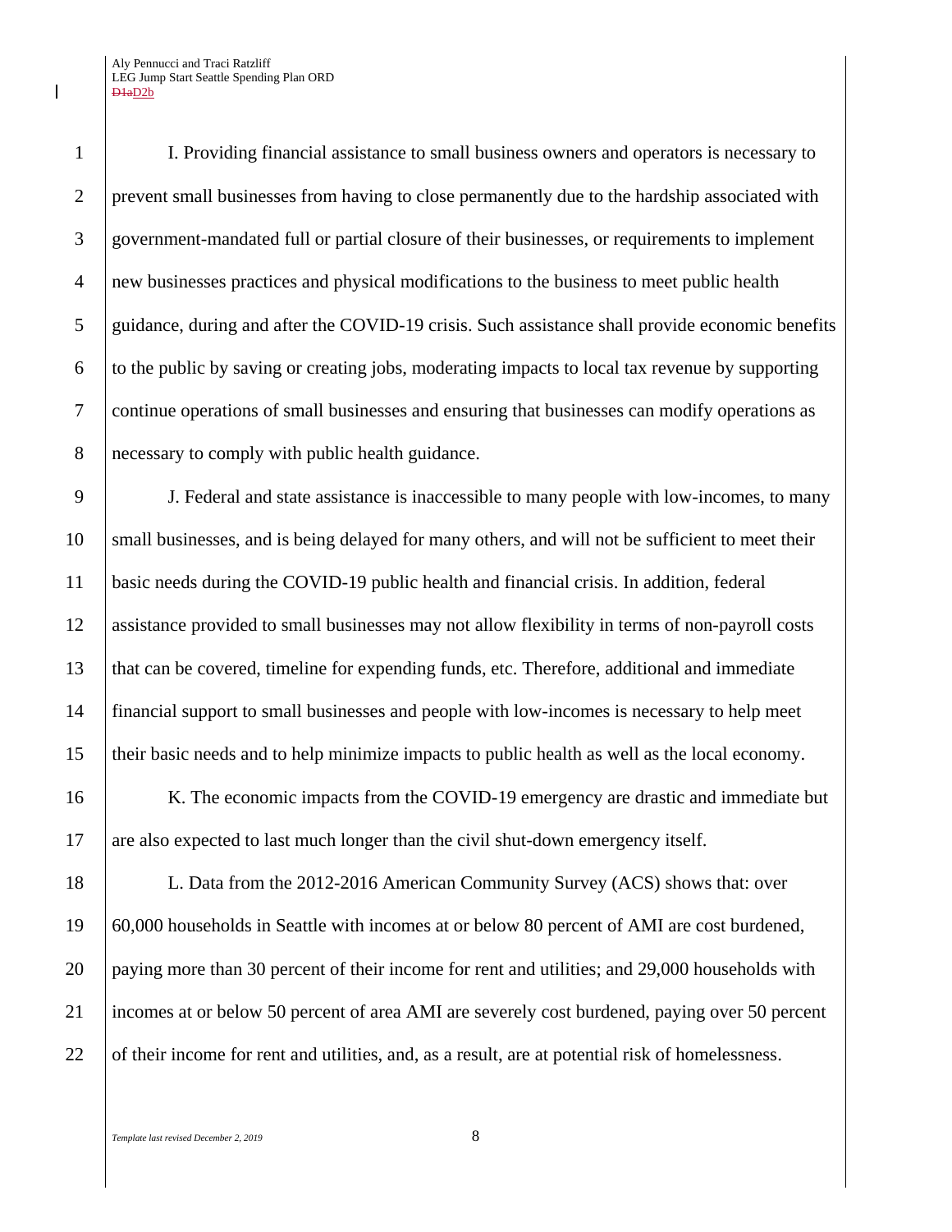I. Providing financial assistance to small business owners and operators is necessary to prevent small businesses from having to close permanently due to the hardship associated with government-mandated full or partial closure of their businesses, or requirements to implement new businesses practices and physical modifications to the business to meet public health guidance, during and after the COVID-19 crisis. Such assistance shall provide economic benefits to the public by saving or creating jobs, moderating impacts to local tax revenue by supporting continue operations of small businesses and ensuring that businesses can modify operations as necessary to comply with public health guidance.

J. Federal and state assistance is inaccessible to many people with low-incomes, to many small businesses, and is being delayed for many others, and will not be sufficient to meet their basic needs during the COVID-19 public health and financial crisis. In addition, federal assistance provided to small businesses may not allow flexibility in terms of non-payroll costs that can be covered, timeline for expending funds, etc. Therefore, additional and immediate financial support to small businesses and people with low-incomes is necessary to help meet their basic needs and to help minimize impacts to public health as well as the local economy.

K. The economic impacts from the COVID-19 emergency are drastic and immediate but are also expected to last much longer than the civil shut-down emergency itself.

L. Data from the 2012-2016 American Community Survey (ACS) shows that: over 60,000 households in Seattle with incomes at or below 80 percent of AMI are cost burdened, paying more than 30 percent of their income for rent and utilities; and 29,000 households with incomes at or below 50 percent of area AMI are severely cost burdened, paying over 50 percent of their income for rent and utilities, and, as a result, are at potential risk of homelessness.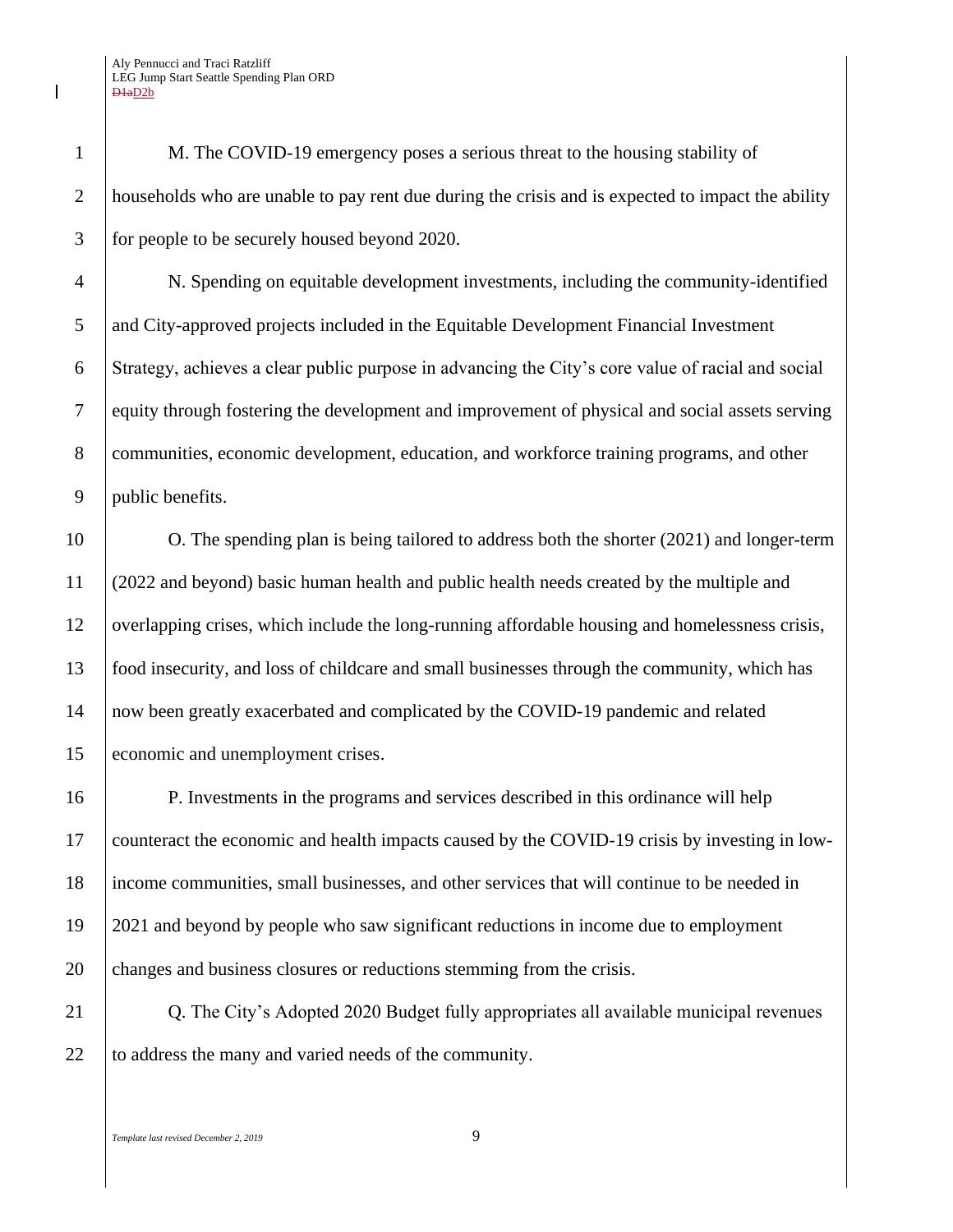M. The COVID-19 emergency poses a serious threat to the housing stability of households who are unable to pay rent due during the crisis and is expected to impact the ability for people to be securely housed beyond 2020.

N. Spending on equitable development investments, including the community-identified and City-approved projects included in the Equitable Development Financial Investment Strategy, achieves a clear public purpose in advancing the City's core value of racial and social equity through fostering the development and improvement of physical and social assets serving communities, economic development, education, and workforce training programs, and other public benefits.

O. The spending plan is being tailored to address both the shorter (2021) and longer-term (2022 and beyond) basic human health and public health needs created by the multiple and overlapping crises, which include the long-running affordable housing and homelessness crisis, food insecurity, and loss of childcare and small businesses through the community, which has now been greatly exacerbated and complicated by the COVID-19 pandemic and related economic and unemployment crises.

P. Investments in the programs and services described in this ordinance will help counteract the economic and health impacts caused by the COVID-19 crisis by investing in low-income communities, small businesses, and other services that will continue to be needed in 2021 and beyond by people who saw significant reductions in income due to employment changes and business closures or reductions stemming from the crisis.

Q. The City's Adopted 2020 Budget fully appropriates all available municipal revenues to address the many and varied needs of the community.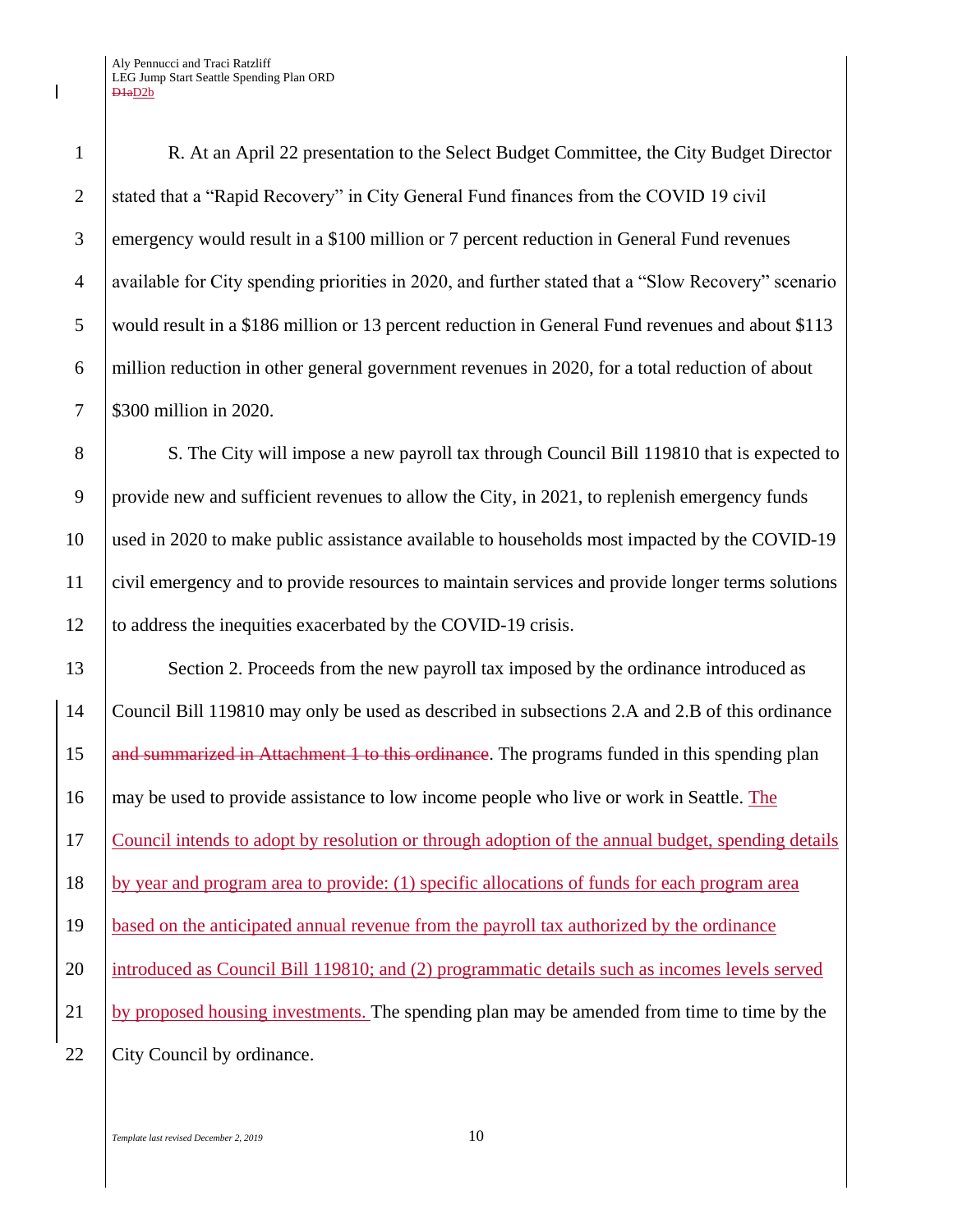R. At an April 22 presentation to the Select Budget Committee, the City Budget Director stated that a "Rapid Recovery" in City General Fund finances from the COVID 19 civil emergency would result in a $100 million or 7 percent reduction in General Fund revenues available for City spending priorities in 2020, and further stated that a "Slow Recovery" scenario would result in a $186 million or 13 percent reduction in General Fund revenues and about $113 million reduction in other general government revenues in 2020, for a total reduction of about $300 million in 2020.

S. The City will impose a new payroll tax through Council Bill 119810 that is expected to provide new and sufficient revenues to allow the City, in 2021, to replenish emergency funds used in 2020 to make public assistance available to households most impacted by the COVID-19 civil emergency and to provide resources to maintain services and provide longer terms solutions to address the inequities exacerbated by the COVID-19 crisis.

Section 2. Proceeds from the new payroll tax imposed by the ordinance introduced as Council Bill 119810 may only be used as described in subsections 2.A and 2.B of this ordinance ~~and summarized in Attachment 1 to this ordinance~~. The programs funded in this spending plan may be used to provide assistance to low income people who live or work in Seattle. The Council intends to adopt by resolution or through adoption of the annual budget, spending details by year and program area to provide: (1) specific allocations of funds for each program area based on the anticipated annual revenue from the payroll tax authorized by the ordinance introduced as Council Bill 119810; and (2) programmatic details such as incomes levels served by proposed housing investments. The spending plan may be amended from time to time by the City Council by ordinance.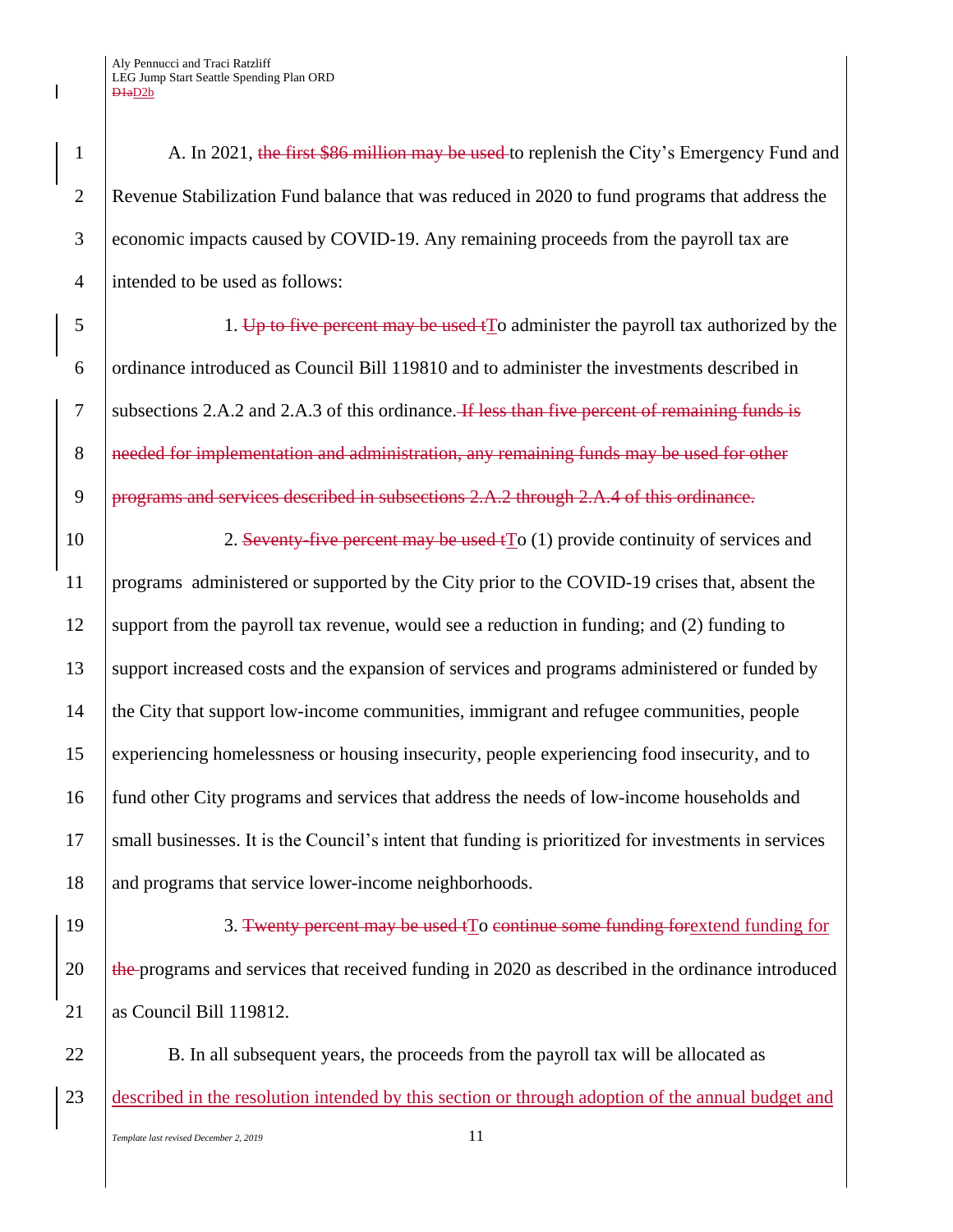A. In 2021, ~~the first $86 million may be used~~ to replenish the City's Emergency Fund and Revenue Stabilization Fund balance that was reduced in 2020 to fund programs that address the economic impacts caused by COVID-19. Any remaining proceeds from the payroll tax are intended to be used as follows:

1. ~~Up to five percent may be used t~~<u>T</u>o administer the payroll tax authorized by the ordinance introduced as Council Bill 119810 and to administer the investments described in subsections 2.A.2 and 2.A.3 of this ordinance. ~~If less than five percent of remaining funds is needed for implementation and administration, any remaining funds may be used for other programs and services described in subsections 2.A.2 through 2.A.4 of this ordinance.~~

2. ~~Seventy-five percent may be used t~~<u>T</u>o (1) provide continuity of services and programs administered or supported by the City prior to the COVID-19 crises that, absent the support from the payroll tax revenue, would see a reduction in funding; and (2) funding to support increased costs and the expansion of services and programs administered or funded by the City that support low-income communities, immigrant and refugee communities, people experiencing homelessness or housing insecurity, people experiencing food insecurity, and to fund other City programs and services that address the needs of low-income households and small businesses. It is the Council's intent that funding is prioritized for investments in services and programs that service lower-income neighborhoods.

3. ~~Twenty percent may be used t~~<u>T</u>o ~~continue some funding for~~<u>extend funding for</u> ~~the~~ programs and services that received funding in 2020 as described in the ordinance introduced as Council Bill 119812.

B. In all subsequent years, the proceeds from the payroll tax will be allocated as <u>described in the resolution intended by this section or through adoption of the annual budget and</u>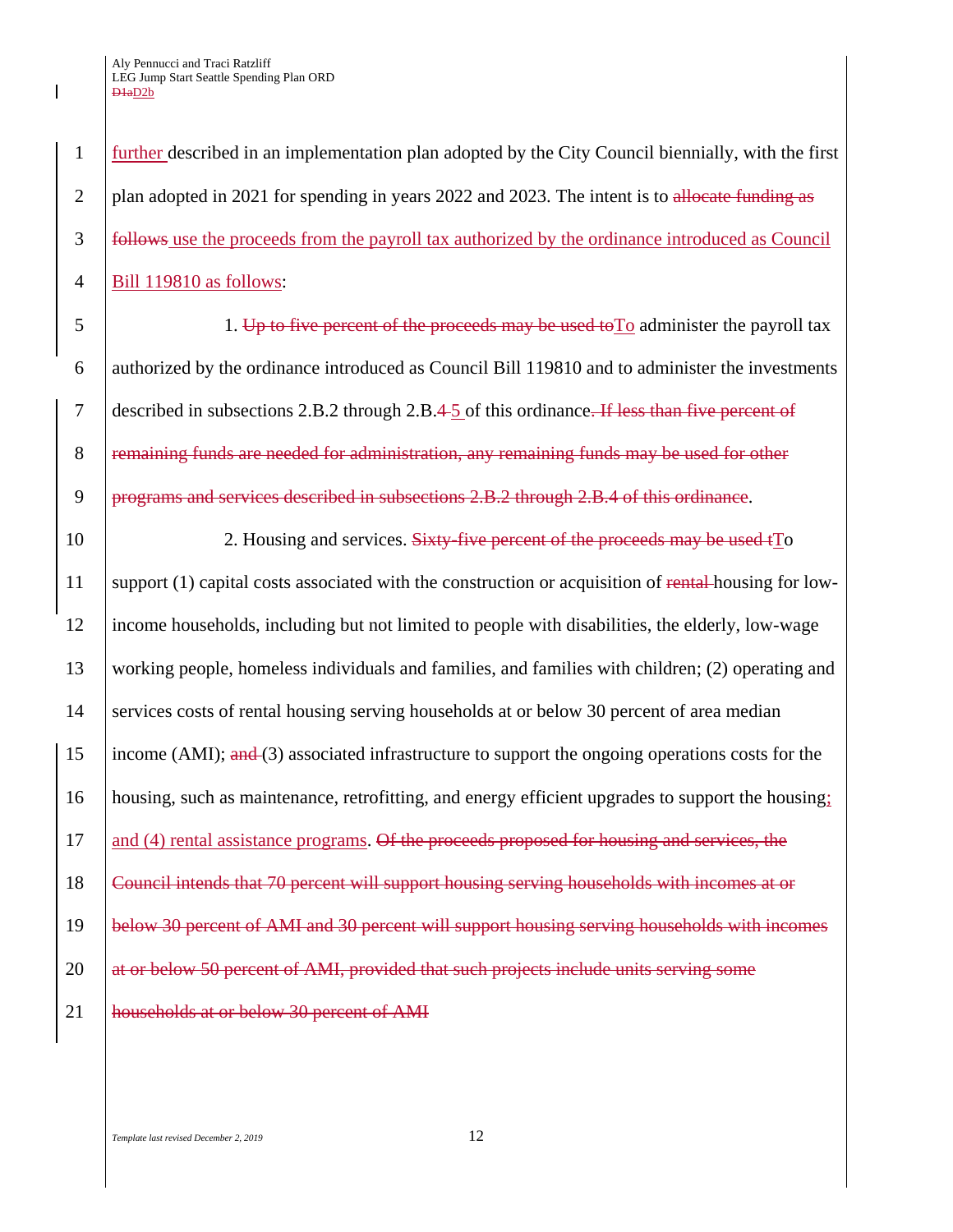further described in an implementation plan adopted by the City Council biennially, with the first plan adopted in 2021 for spending in years 2022 and 2023. The intent is to ~~allocate funding as follows~~ use the proceeds from the payroll tax authorized by the ordinance introduced as Council Bill 119810 as follows:

1. ~~Up to five percent of the proceeds may be used to~~To administer the payroll tax authorized by the ordinance introduced as Council Bill 119810 and to administer the investments described in subsections 2.B.2 through 2.B.~~4~~ 5 of this ordinance~~. If less than five percent of remaining funds are needed for administration, any remaining funds may be used for other programs and services described in subsections 2.B.2 through 2.B.4 of this ordinance~~.

2. Housing and services. ~~Sixty-five percent of the proceeds may be used t~~To support (1) capital costs associated with the construction or acquisition of ~~rental~~ housing for low-income households, including but not limited to people with disabilities, the elderly, low-wage working people, homeless individuals and families, and families with children; (2) operating and services costs of rental housing serving households at or below 30 percent of area median income (AMI); ~~and~~ (3) associated infrastructure to support the ongoing operations costs for the housing, such as maintenance, retrofitting, and energy efficient upgrades to support the housing; and (4) rental assistance programs. ~~Of the proceeds proposed for housing and services, the Council intends that 70 percent will support housing serving households with incomes at or below 30 percent of AMI and 30 percent will support housing serving households with incomes at or below 50 percent of AMI, provided that such projects include units serving some households at or below 30 percent of AMI~~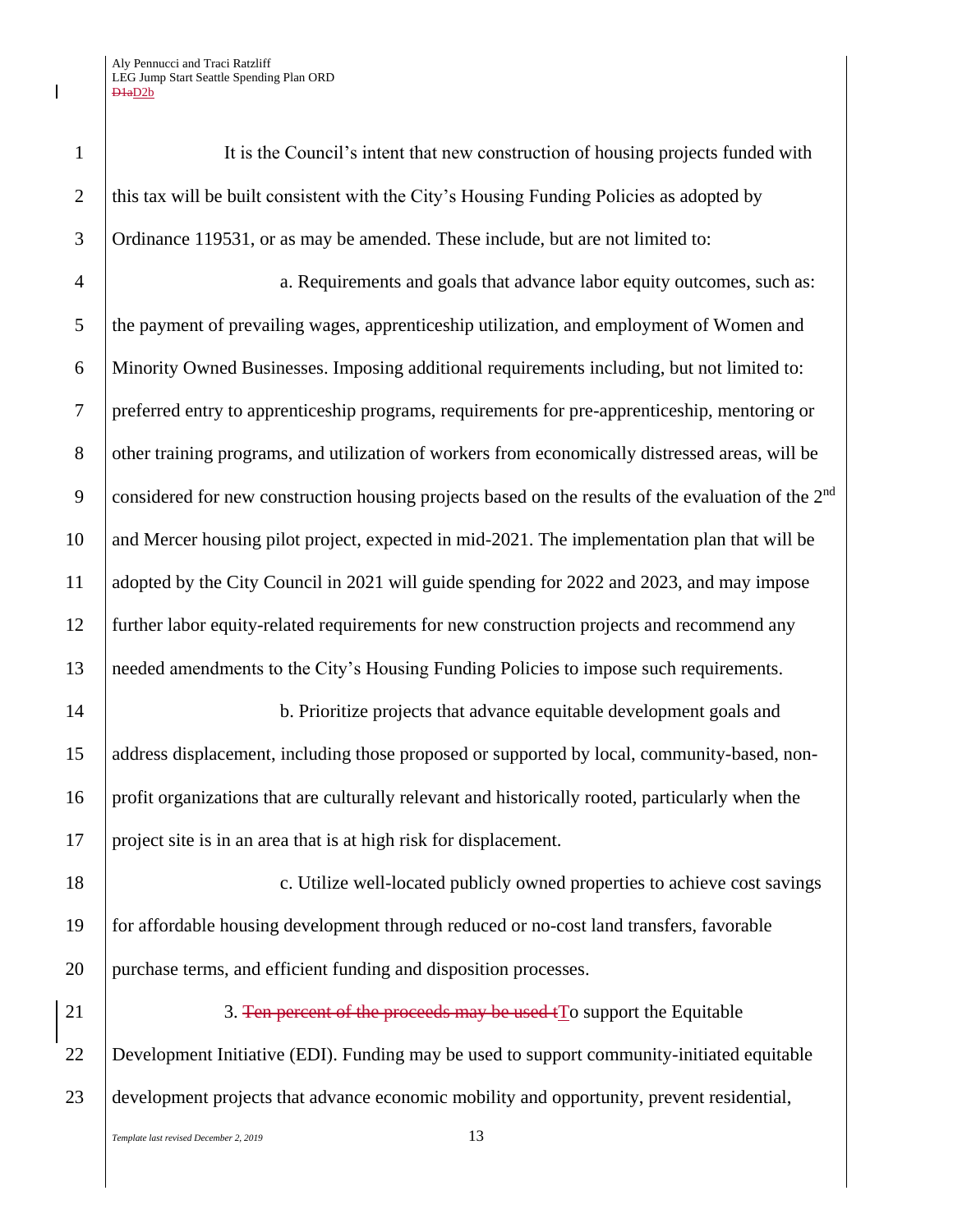It is the Council's intent that new construction of housing projects funded with this tax will be built consistent with the City's Housing Funding Policies as adopted by Ordinance 119531, or as may be amended. These include, but are not limited to:

a. Requirements and goals that advance labor equity outcomes, such as: the payment of prevailing wages, apprenticeship utilization, and employment of Women and Minority Owned Businesses. Imposing additional requirements including, but not limited to: preferred entry to apprenticeship programs, requirements for pre-apprenticeship, mentoring or other training programs, and utilization of workers from economically distressed areas, will be considered for new construction housing projects based on the results of the evaluation of the 2nd and Mercer housing pilot project, expected in mid-2021. The implementation plan that will be adopted by the City Council in 2021 will guide spending for 2022 and 2023, and may impose further labor equity-related requirements for new construction projects and recommend any needed amendments to the City's Housing Funding Policies to impose such requirements.

b. Prioritize projects that advance equitable development goals and address displacement, including those proposed or supported by local, community-based, non-profit organizations that are culturally relevant and historically rooted, particularly when the project site is in an area that is at high risk for displacement.

c. Utilize well-located publicly owned properties to achieve cost savings for affordable housing development through reduced or no-cost land transfers, favorable purchase terms, and efficient funding and disposition processes.

3. ~~Ten percent of the proceeds may be used t~~To support the Equitable Development Initiative (EDI). Funding may be used to support community-initiated equitable development projects that advance economic mobility and opportunity, prevent residential,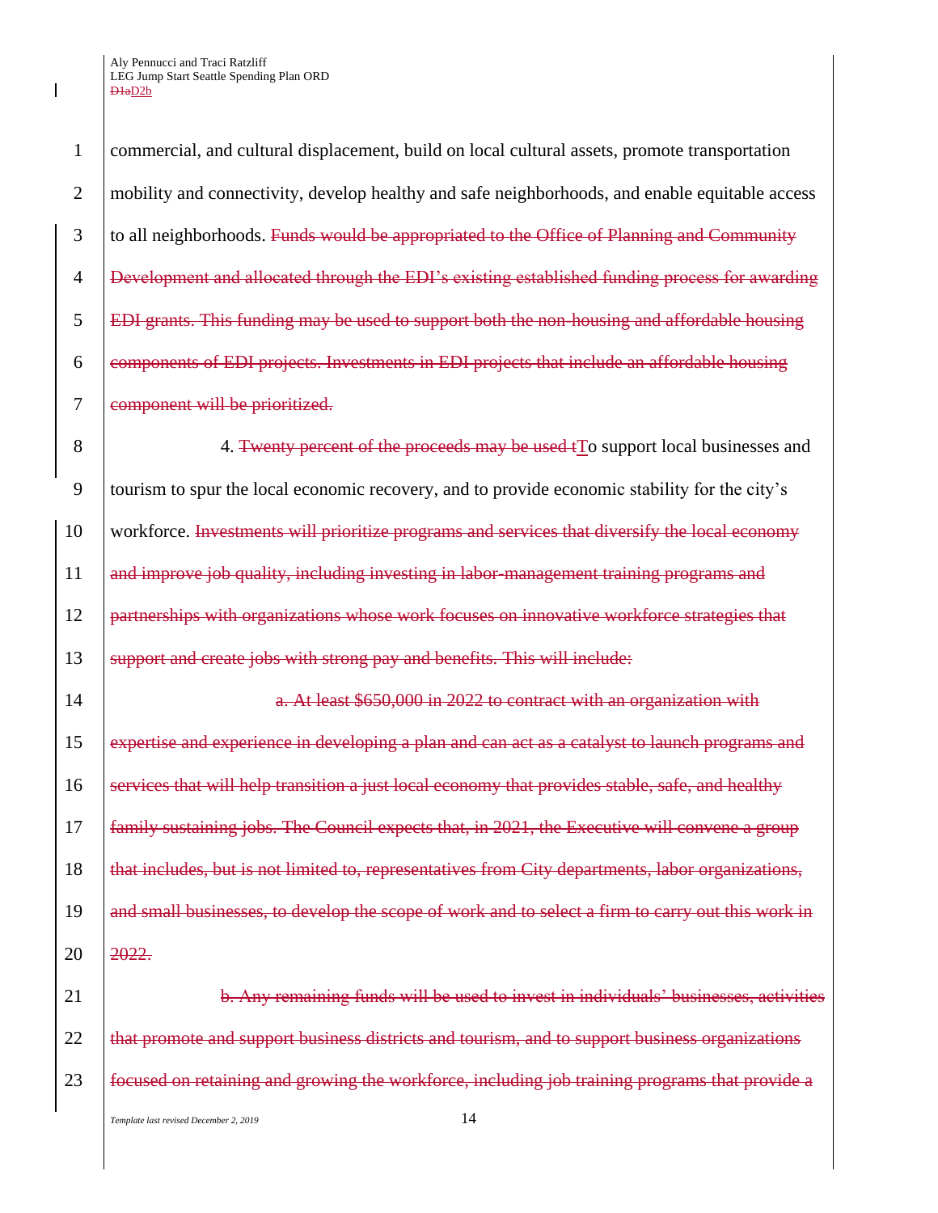commercial, and cultural displacement, build on local cultural assets, promote transportation mobility and connectivity, develop healthy and safe neighborhoods, and enable equitable access to all neighborhoods. ~~Funds would be appropriated to the Office of Planning and Community Development and allocated through the EDI's existing established funding process for awarding EDI grants. This funding may be used to support both the non-housing and affordable housing components of EDI projects. Investments in EDI projects that include an affordable housing component will be prioritized.~~

4. ~~Twenty percent of the proceeds may be used t~~To support local businesses and tourism to spur the local economic recovery, and to provide economic stability for the city's workforce. ~~Investments will prioritize programs and services that diversify the local economy and improve job quality, including investing in labor-management training programs and partnerships with organizations whose work focuses on innovative workforce strategies that support and create jobs with strong pay and benefits. This will include:~~

~~a. At least $650,000 in 2022 to contract with an organization with expertise and experience in developing a plan and can act as a catalyst to launch programs and services that will help transition a just local economy that provides stable, safe, and healthy family sustaining jobs. The Council expects that, in 2021, the Executive will convene a group that includes, but is not limited to, representatives from City departments, labor organizations, and small businesses, to develop the scope of work and to select a firm to carry out this work in 2022.~~

~~b. Any remaining funds will be used to invest in individuals' businesses, activities that promote and support business districts and tourism, and to support business organizations focused on retaining and growing the workforce, including job training programs that provide a~~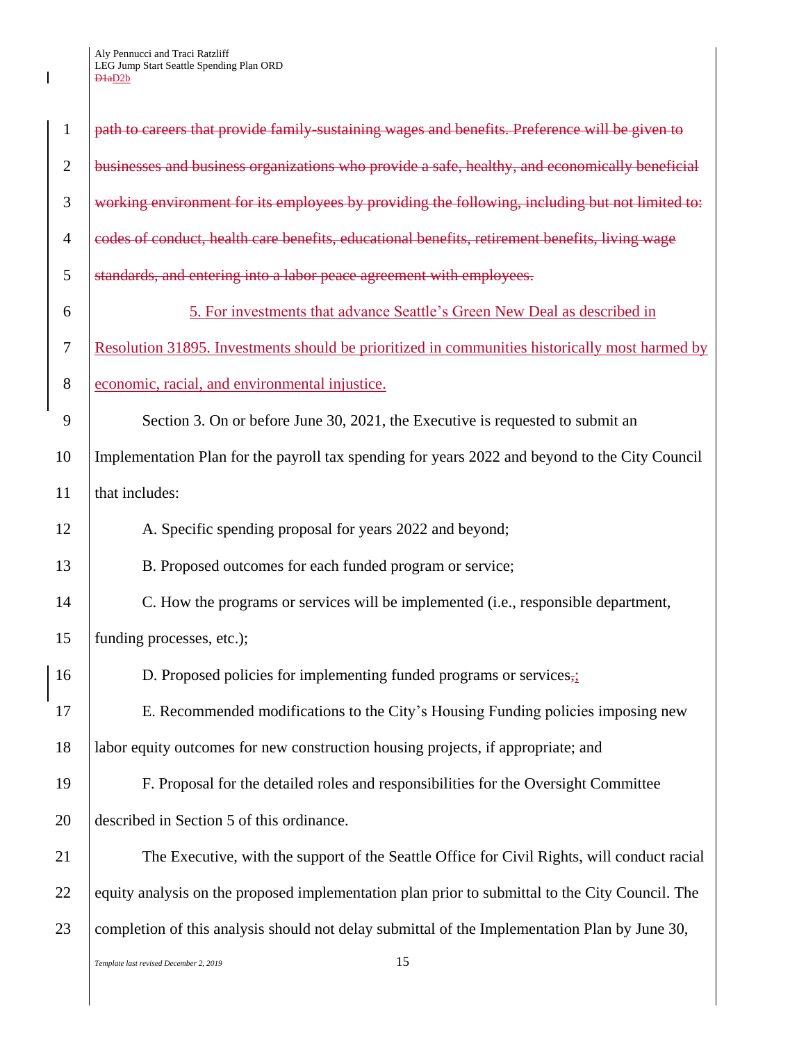~~path to careers that provide family-sustaining wages and benefits. Preference will be given to businesses and business organizations who provide a safe, healthy, and economically beneficial working environment for its employees by providing the following, including but not limited to: codes of conduct, health care benefits, educational benefits, retirement benefits, living wage standards, and entering into a labor peace agreement with employees.~~

5. For investments that advance Seattle's Green New Deal as described in Resolution 31895. Investments should be prioritized in communities historically most harmed by economic, racial, and environmental injustice.

Section 3. On or before June 30, 2021, the Executive is requested to submit an Implementation Plan for the payroll tax spending for years 2022 and beyond to the City Council that includes:

A. Specific spending proposal for years 2022 and beyond;

B. Proposed outcomes for each funded program or service;

C. How the programs or services will be implemented (i.e., responsible department, funding processes, etc.);

D. Proposed policies for implementing funded programs or services~~,~~;

E. Recommended modifications to the City's Housing Funding policies imposing new labor equity outcomes for new construction housing projects, if appropriate; and

F. Proposal for the detailed roles and responsibilities for the Oversight Committee described in Section 5 of this ordinance.

The Executive, with the support of the Seattle Office for Civil Rights, will conduct racial equity analysis on the proposed implementation plan prior to submittal to the City Council. The completion of this analysis should not delay submittal of the Implementation Plan by June 30,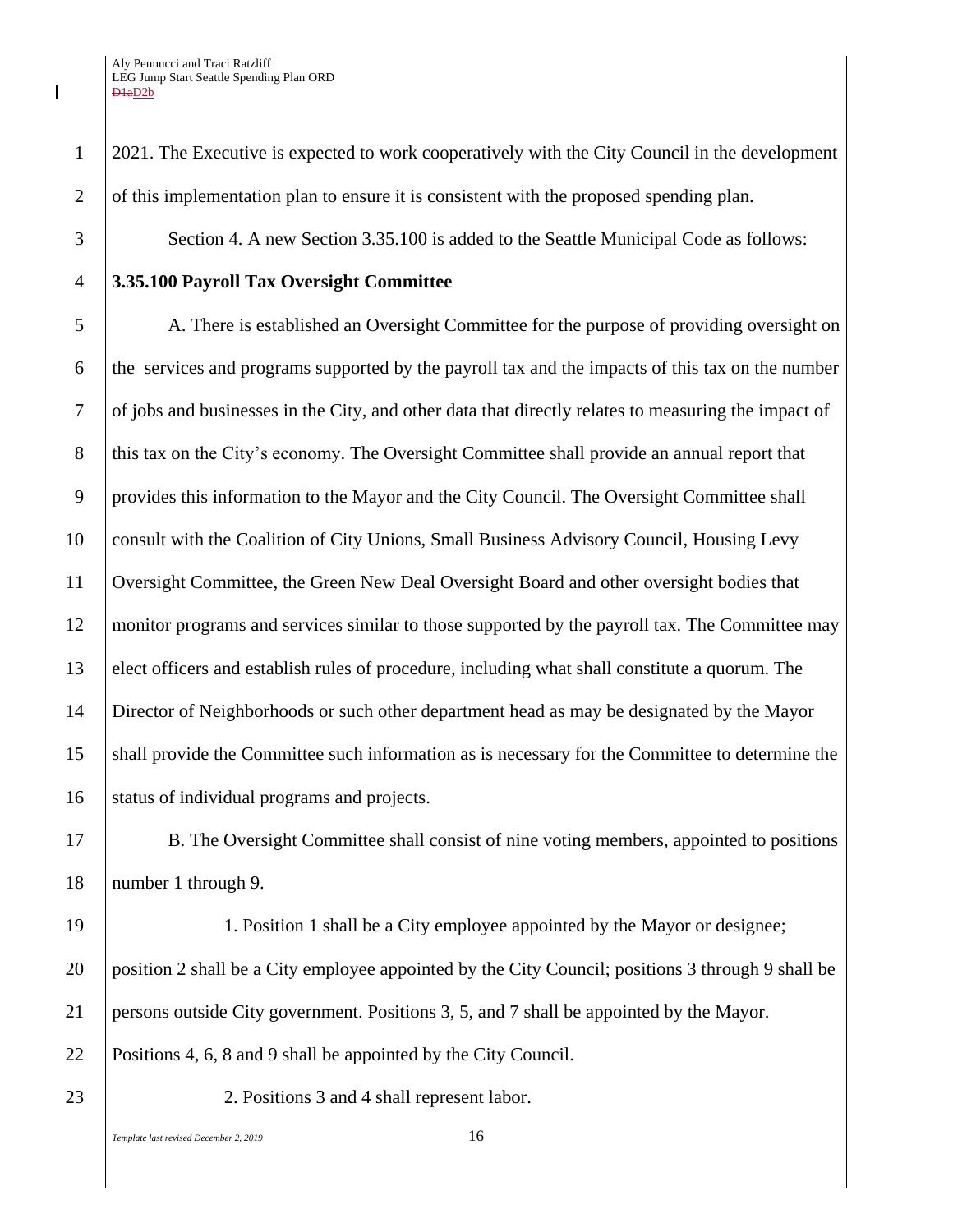2021. The Executive is expected to work cooperatively with the City Council in the development of this implementation plan to ensure it is consistent with the proposed spending plan.

Section 4. A new Section 3.35.100 is added to the Seattle Municipal Code as follows:

**3.35.100 Payroll Tax Oversight Committee**

A. There is established an Oversight Committee for the purpose of providing oversight on the services and programs supported by the payroll tax and the impacts of this tax on the number of jobs and businesses in the City, and other data that directly relates to measuring the impact of this tax on the City's economy. The Oversight Committee shall provide an annual report that provides this information to the Mayor and the City Council. The Oversight Committee shall consult with the Coalition of City Unions, Small Business Advisory Council, Housing Levy Oversight Committee, the Green New Deal Oversight Board and other oversight bodies that monitor programs and services similar to those supported by the payroll tax. The Committee may elect officers and establish rules of procedure, including what shall constitute a quorum. The Director of Neighborhoods or such other department head as may be designated by the Mayor shall provide the Committee such information as is necessary for the Committee to determine the status of individual programs and projects.

B. The Oversight Committee shall consist of nine voting members, appointed to positions number 1 through 9.

1. Position 1 shall be a City employee appointed by the Mayor or designee; position 2 shall be a City employee appointed by the City Council; positions 3 through 9 shall be persons outside City government. Positions 3, 5, and 7 shall be appointed by the Mayor. Positions 4, 6, 8 and 9 shall be appointed by the City Council.

2. Positions 3 and 4 shall represent labor.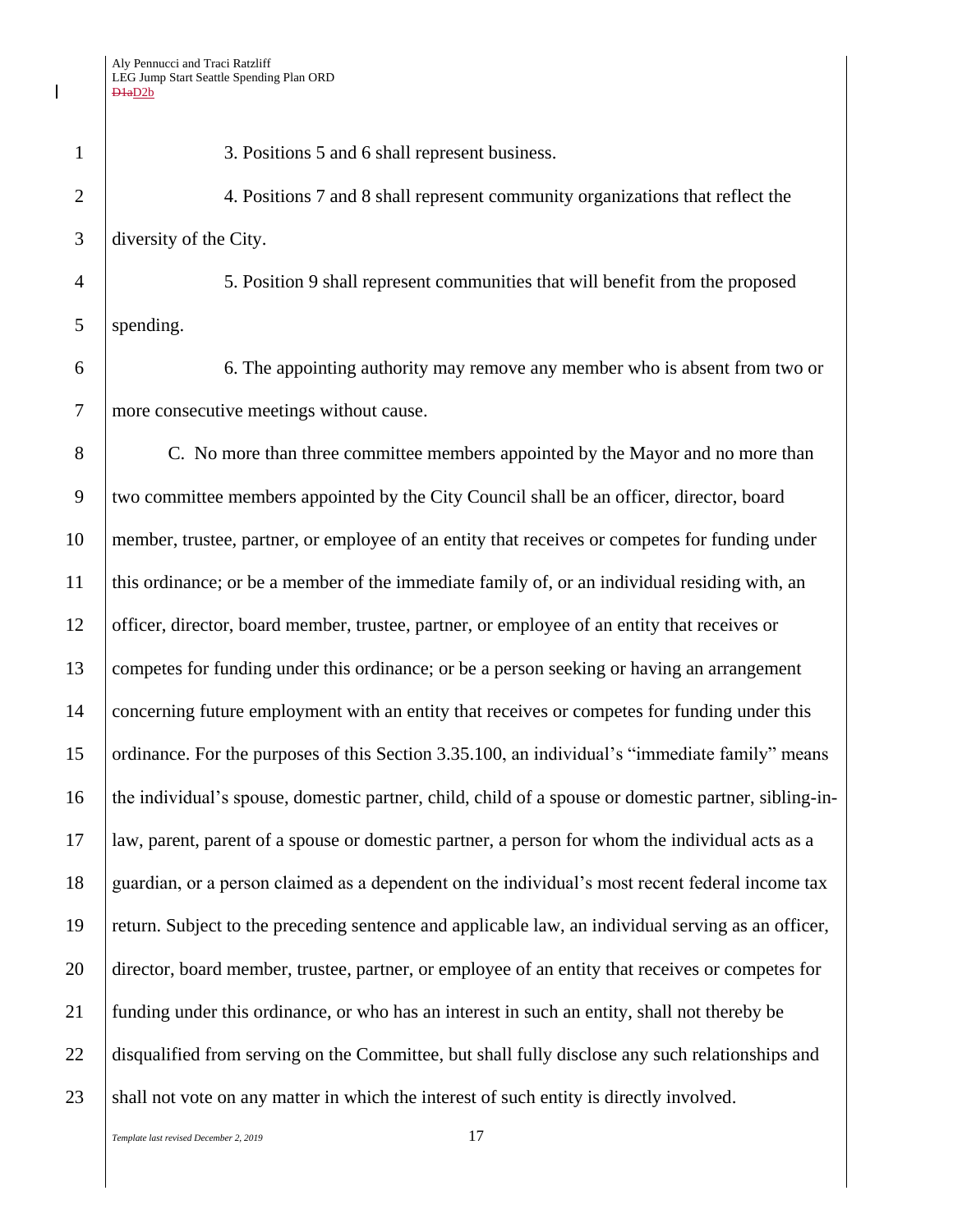3. Positions 5 and 6 shall represent business.

4. Positions 7 and 8 shall represent community organizations that reflect the diversity of the City.

5. Position 9 shall represent communities that will benefit from the proposed spending.

6. The appointing authority may remove any member who is absent from two or more consecutive meetings without cause.

C. No more than three committee members appointed by the Mayor and no more than two committee members appointed by the City Council shall be an officer, director, board member, trustee, partner, or employee of an entity that receives or competes for funding under this ordinance; or be a member of the immediate family of, or an individual residing with, an officer, director, board member, trustee, partner, or employee of an entity that receives or competes for funding under this ordinance; or be a person seeking or having an arrangement concerning future employment with an entity that receives or competes for funding under this ordinance. For the purposes of this Section 3.35.100, an individual's "immediate family" means the individual's spouse, domestic partner, child, child of a spouse or domestic partner, sibling-in-law, parent, parent of a spouse or domestic partner, a person for whom the individual acts as a guardian, or a person claimed as a dependent on the individual's most recent federal income tax return. Subject to the preceding sentence and applicable law, an individual serving as an officer, director, board member, trustee, partner, or employee of an entity that receives or competes for funding under this ordinance, or who has an interest in such an entity, shall not thereby be disqualified from serving on the Committee, but shall fully disclose any such relationships and shall not vote on any matter in which the interest of such entity is directly involved.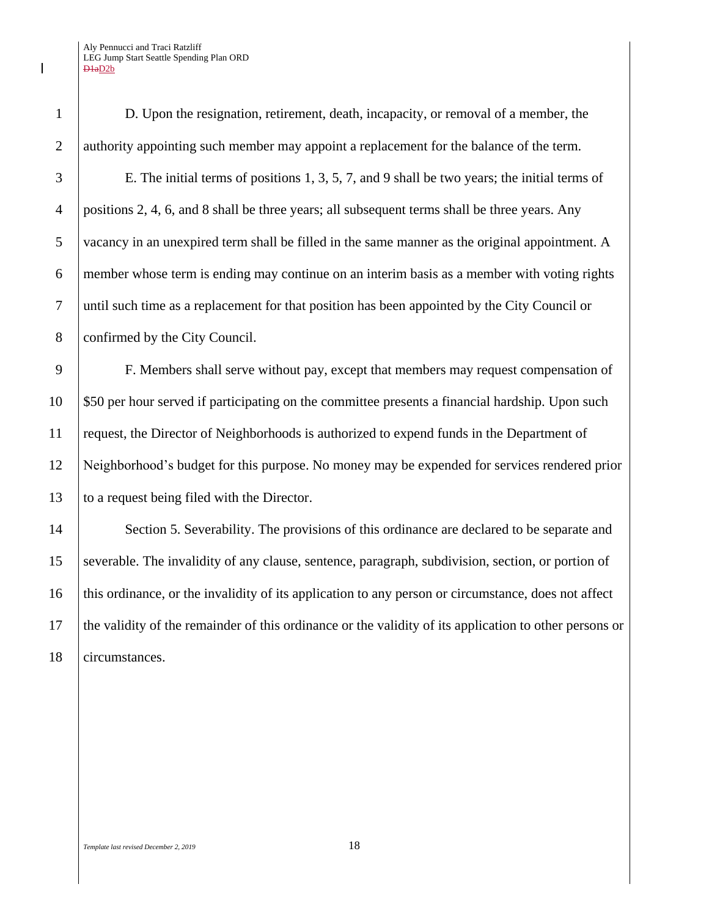D. Upon the resignation, retirement, death, incapacity, or removal of a member, the authority appointing such member may appoint a replacement for the balance of the term.

E. The initial terms of positions 1, 3, 5, 7, and 9 shall be two years; the initial terms of positions 2, 4, 6, and 8 shall be three years; all subsequent terms shall be three years. Any vacancy in an unexpired term shall be filled in the same manner as the original appointment. A member whose term is ending may continue on an interim basis as a member with voting rights until such time as a replacement for that position has been appointed by the City Council or confirmed by the City Council.

F. Members shall serve without pay, except that members may request compensation of $50 per hour served if participating on the committee presents a financial hardship. Upon such request, the Director of Neighborhoods is authorized to expend funds in the Department of Neighborhood's budget for this purpose. No money may be expended for services rendered prior to a request being filed with the Director.

Section 5. Severability. The provisions of this ordinance are declared to be separate and severable. The invalidity of any clause, sentence, paragraph, subdivision, section, or portion of this ordinance, or the invalidity of its application to any person or circumstance, does not affect the validity of the remainder of this ordinance or the validity of its application to other persons or circumstances.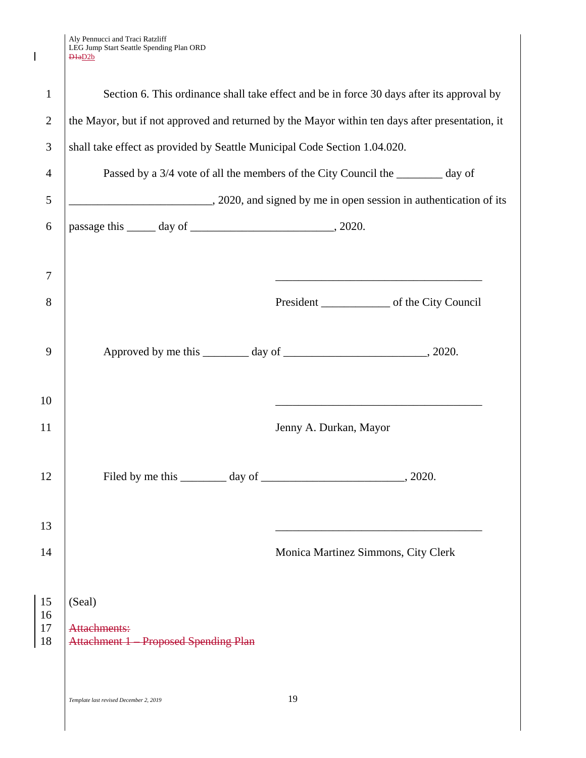Section 6. This ordinance shall take effect and be in force 30 days after its approval by the Mayor, but if not approved and returned by the Mayor within ten days after presentation, it shall take effect as provided by Seattle Municipal Code Section 1.04.020.

Passed by a 3/4 vote of all the members of the City Council the ________ day of _________________________, 2020, and signed by me in open session in authentication of its passage this _____ day of _________________________, 2020.

____________________________________

President ____________ of the City Council

Approved by me this ________ day of _________________________, 2020.

____________________________________

Jenny A. Durkan, Mayor

Filed by me this ________ day of _________________________, 2020.

____________________________________

Monica Martinez Simmons, City Clerk

(Seal)

~~Attachments:~~
~~Attachment 1 – Proposed Spending Plan~~